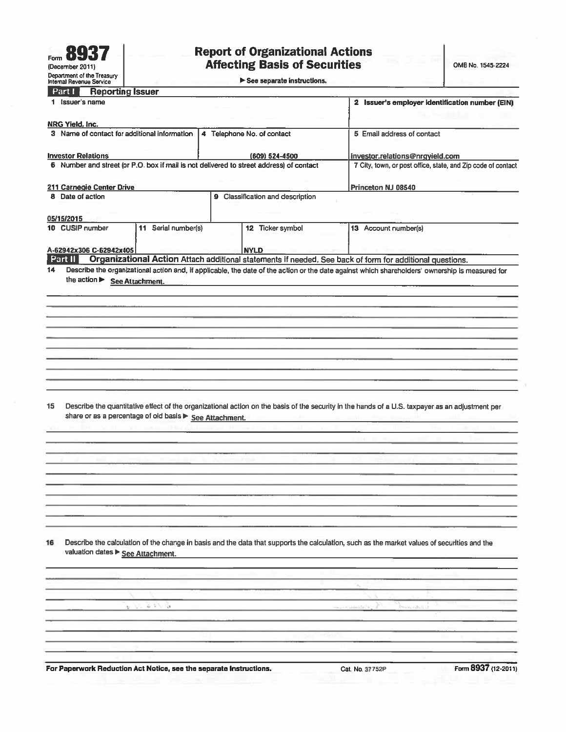Form **8937**
(December 2011)
Department of the Treasury
Internal Revenue Service

# Report of Organizational Actions Affecting Basis of Securities

▶ See separate instructions.

OMB No. 1545-2224

## Part I Reporting Issuer

| | | |
|---|---|---|
| 1 Issuer's name<br>NRG Yield, Inc. | | 2 Issuer's employer identification number (EIN) |
| 3 Name of contact for additional information<br>Investor Relations | 4 Telephone No. of contact<br>(609) 524-4500 | 5 Email address of contact<br>investor.relations@nrgyield.com |
| 6 Number and street (or P.O. box if mail is not delivered to street address) of contact<br>211 Carnegie Center Drive | | 7 City, town, or post office, state, and Zip code of contact<br>Princeton NJ 08540 |
| 8 Date of action<br>05/15/2015 | 9 Classification and description | |

| | | | |
|---|---|---|---|
| 10 CUSIP number<br>A-62942x306 C-62942x405 | 11 Serial number(s) | 12 Ticker symbol<br>NYLD | 13 Account number(s) |

## Part II Organizational Action

Attach additional statements if needed. See back of form for additional questions.

**14** Describe the organizational action and, if applicable, the date of the action or the date against which shareholders' ownership is measured for the action ▶ See Attachment.

**15** Describe the quantitative effect of the organizational action on the basis of the security in the hands of a U.S. taxpayer as an adjustment per share or as a percentage of old basis ▶ See Attachment.

**16** Describe the calculation of the change in basis and the data that supports the calculation, such as the market values of securities and the valuation dates ▶ See Attachment.

For Paperwork Reduction Act Notice, see the separate Instructions. Cat. No. 37752P Form **8937** (12-2011)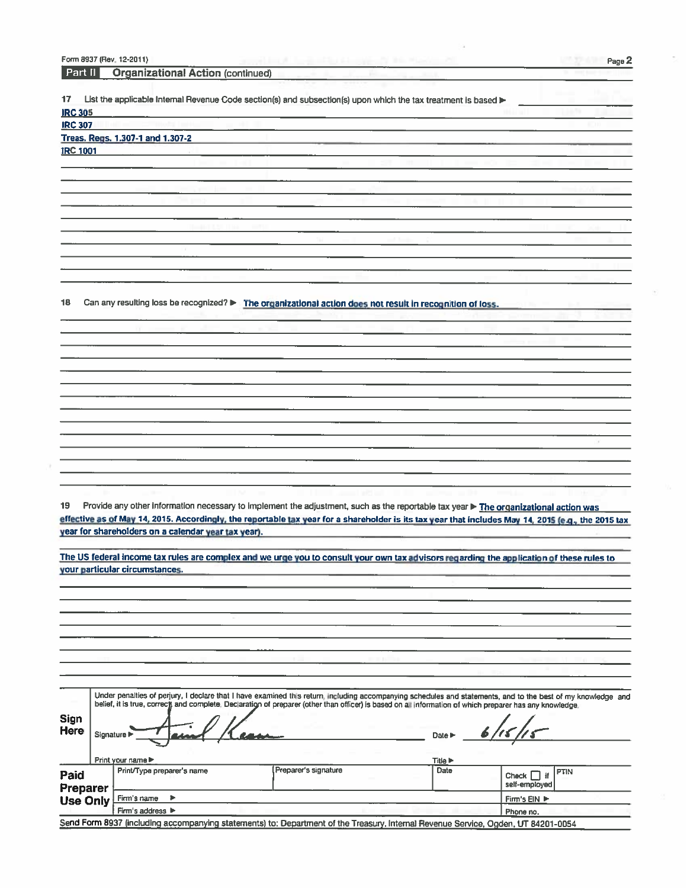Form 8937 (Rev. 12-2011)

**Part II** **Organizational Action** (continued)

17 List the applicable Internal Revenue Code section(s) and subsection(s) upon which the tax treatment is based ▶

IRC 305

IRC 307

Treas. Regs. 1.307-1 and 1.307-2

IRC 1001

18 Can any resulting loss be recognized? ▶ The organizational action does not result in recognition of loss.

19 Provide any other information necessary to implement the adjustment, such as the reportable tax year ▶ The organizational action was effective as of May 14, 2015. Accordingly, the reportable tax year for a shareholder is its tax year that includes May 14, 2015 (e.g., the 2015 tax year for shareholders on a calendar year tax year).

The US federal income tax rules are complex and we urge you to consult your own tax advisors regarding the application of these rules to your particular circumstances.

**Sign Here**

Under penalties of perjury, I declare that I have examined this return, including accompanying schedules and statements, and to the best of my knowledge and belief, it is true, correct, and complete. Declaration of preparer (other than officer) is based on all information of which preparer has any knowledge.

Signature ▶ [signature] Date ▶ 6/15/15

Print your name ▶ Title ▶

| **Paid Preparer Use Only** | Print/Type preparer's name | Preparer's signature | Date | Check ☐ if self-employed | PTIN |
|---|---|---|---|---|---|
| | Firm's name ▶ | | | Firm's EIN ▶ | |
| | Firm's address ▶ | | | Phone no. | |

Send Form 8937 (including accompanying statements) to: Department of the Treasury, Internal Revenue Service, Ogden, UT 84201-0054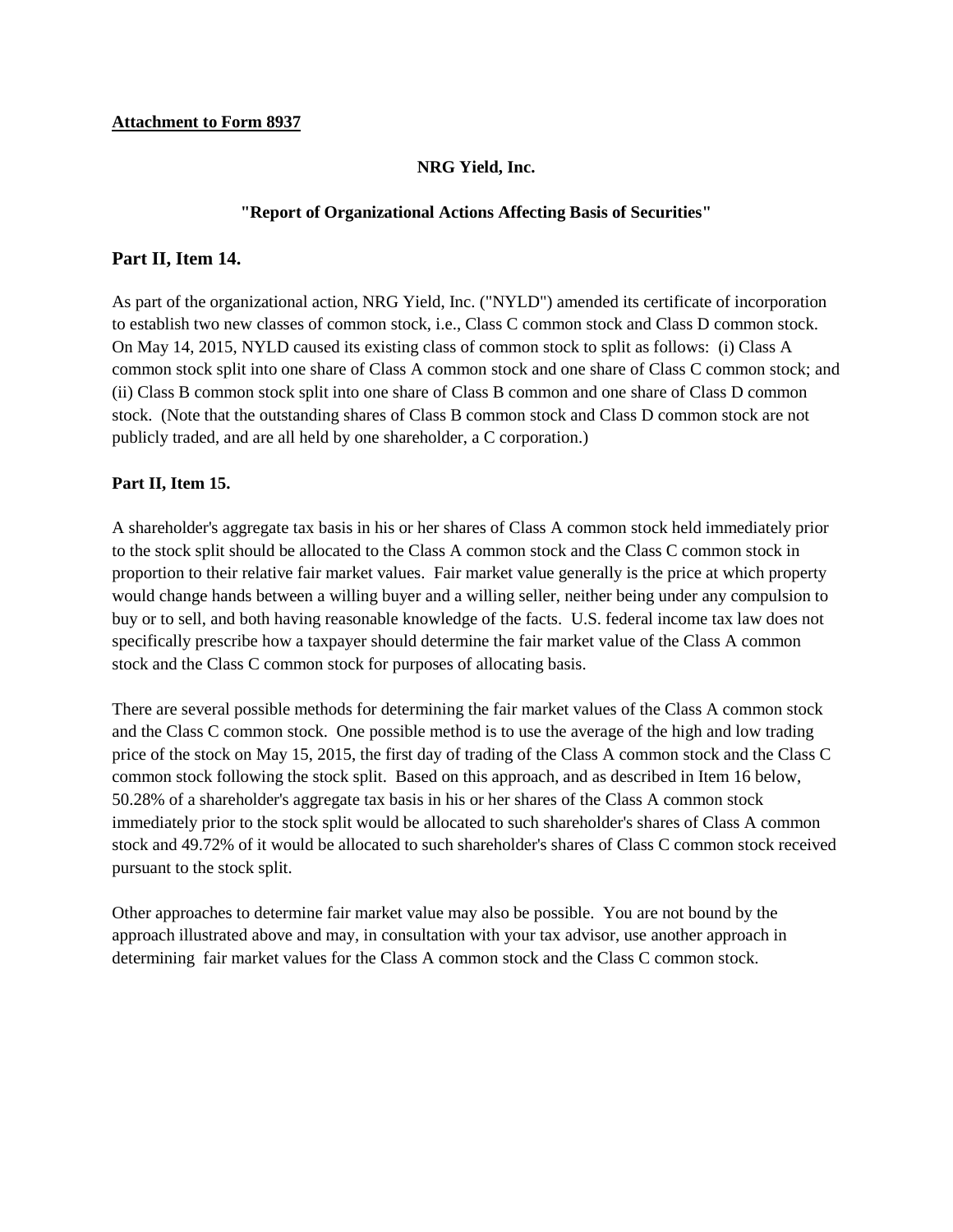**Attachment to Form 8937**

**NRG Yield, Inc.**

**"Report of Organizational Actions Affecting Basis of Securities"**

## Part II, Item 14.

As part of the organizational action, NRG Yield, Inc. ("NYLD") amended its certificate of incorporation to establish two new classes of common stock, i.e., Class C common stock and Class D common stock. On May 14, 2015, NYLD caused its existing class of common stock to split as follows: (i) Class A common stock split into one share of Class A common stock and one share of Class C common stock; and (ii) Class B common stock split into one share of Class B common and one share of Class D common stock. (Note that the outstanding shares of Class B common stock and Class D common stock are not publicly traded, and are all held by one shareholder, a C corporation.)

**Part II, Item 15.**

A shareholder's aggregate tax basis in his or her shares of Class A common stock held immediately prior to the stock split should be allocated to the Class A common stock and the Class C common stock in proportion to their relative fair market values. Fair market value generally is the price at which property would change hands between a willing buyer and a willing seller, neither being under any compulsion to buy or to sell, and both having reasonable knowledge of the facts. U.S. federal income tax law does not specifically prescribe how a taxpayer should determine the fair market value of the Class A common stock and the Class C common stock for purposes of allocating basis.

There are several possible methods for determining the fair market values of the Class A common stock and the Class C common stock. One possible method is to use the average of the high and low trading price of the stock on May 15, 2015, the first day of trading of the Class A common stock and the Class C common stock following the stock split. Based on this approach, and as described in Item 16 below, 50.28% of a shareholder's aggregate tax basis in his or her shares of the Class A common stock immediately prior to the stock split would be allocated to such shareholder's shares of Class A common stock and 49.72% of it would be allocated to such shareholder's shares of Class C common stock received pursuant to the stock split.

Other approaches to determine fair market value may also be possible. You are not bound by the approach illustrated above and may, in consultation with your tax advisor, use another approach in determining fair market values for the Class A common stock and the Class C common stock.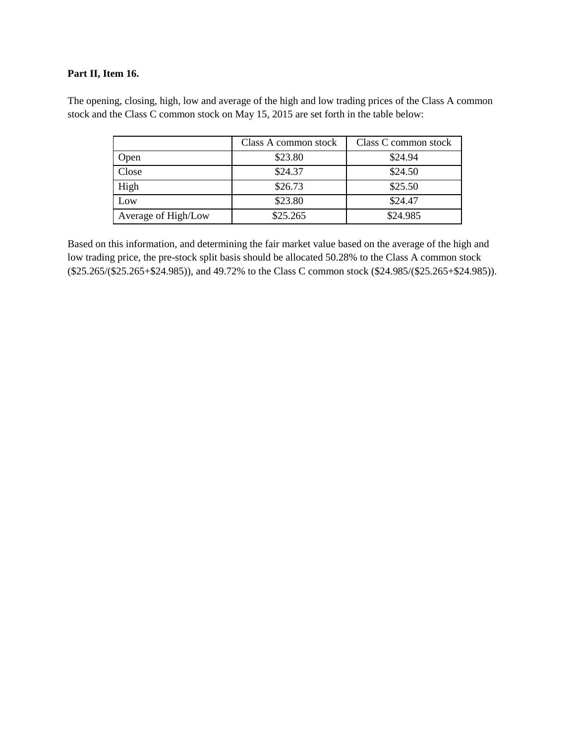**Part II, Item 16.**

The opening, closing, high, low and average of the high and low trading prices of the Class A common stock and the Class C common stock on May 15, 2015 are set forth in the table below:

| | Class A common stock | Class C common stock |
|---|---|---|
| Open | $23.80 | $24.94 |
| Close | $24.37 | $24.50 |
| High | $26.73 | $25.50 |
| Low | $23.80 | $24.47 |
| Average of High/Low | $25.265 | $24.985 |

Based on this information, and determining the fair market value based on the average of the high and low trading price, the pre-stock split basis should be allocated 50.28% to the Class A common stock ($25.265/($25.265+$24.985)), and 49.72% to the Class C common stock ($24.985/($25.265+$24.985)).